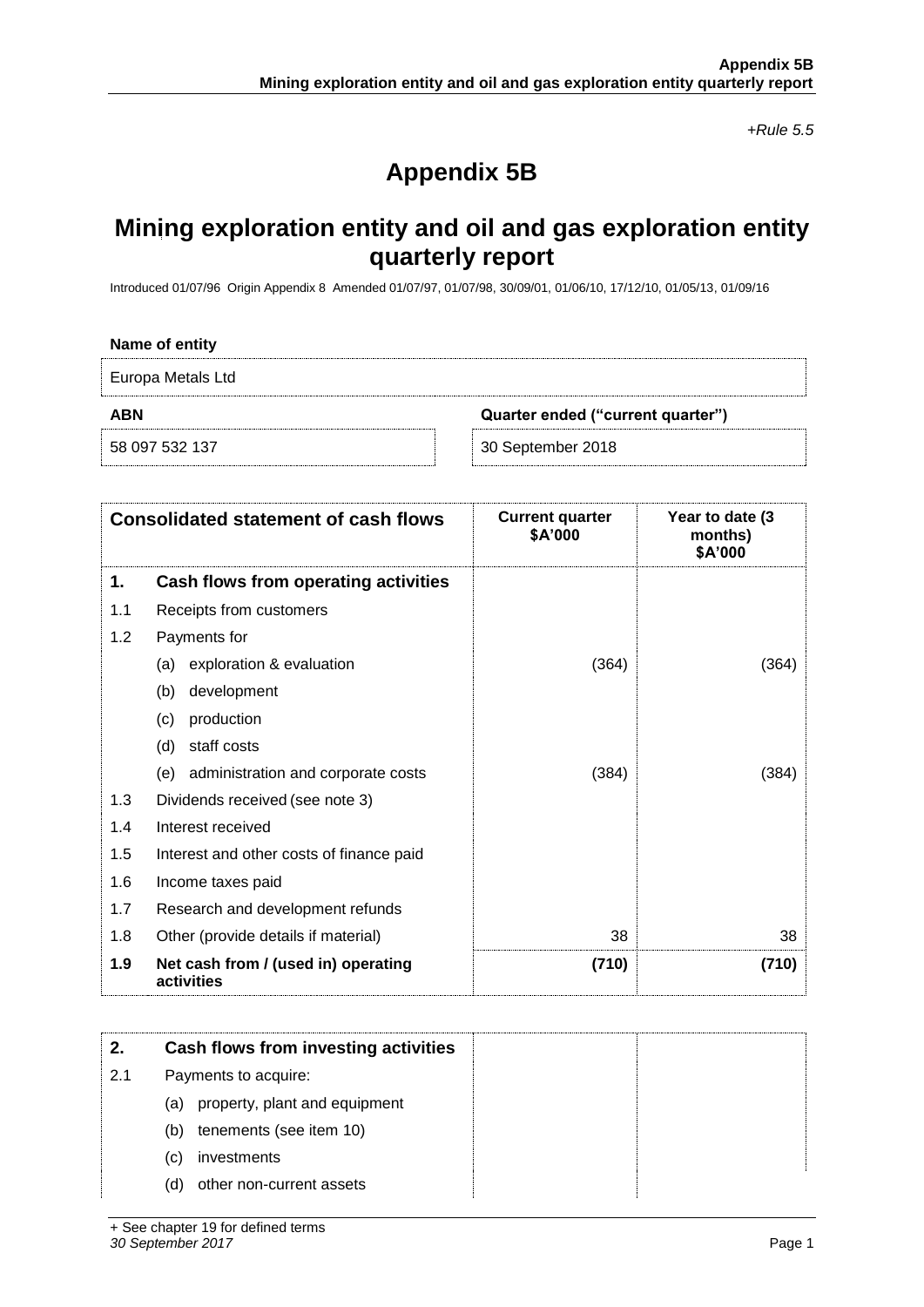*+Rule 5.5*

# Appendix 5B

## Mining exploration entity and oil and gas exploration entity quarterly report

Introduced 01/07/96 Origin Appendix 8 Amended 01/07/97, 01/07/98, 30/09/01, 01/06/10, 17/12/10, 01/05/13, 01/09/16

**Name of entity**

Europa Metals Ltd

| **ABN** | **Quarter ended ("current quarter")** |
|---|---|
| 58 097 532 137 | 30 September 2018 |

| | **Consolidated statement of cash flows** | **Current quarter $A'000** | **Year to date (3 months) $A'000** |
|---|---|---|---|
| **1.** | **Cash flows from operating activities** | | |
| 1.1 | Receipts from customers | | |
| 1.2 | Payments for | | |
| | (a) exploration & evaluation | (364) | (364) |
| | (b) development | | |
| | (c) production | | |
| | (d) staff costs | | |
| | (e) administration and corporate costs | (384) | (384) |
| 1.3 | Dividends received (see note 3) | | |
| 1.4 | Interest received | | |
| 1.5 | Interest and other costs of finance paid | | |
| 1.6 | Income taxes paid | | |
| 1.7 | Research and development refunds | | |
| 1.8 | Other (provide details if material) | 38 | 38 |
| **1.9** | **Net cash from / (used in) operating activities** | **(710)** | **(710)** |

| | | | |
|---|---|---|---|
| **2.** | **Cash flows from investing activities** | | |
| 2.1 | Payments to acquire: | | |
| | (a) property, plant and equipment | | |
| | (b) tenements (see item 10) | | |
| | (c) investments | | |
| | (d) other non-current assets | | |

+ See chapter 19 for defined terms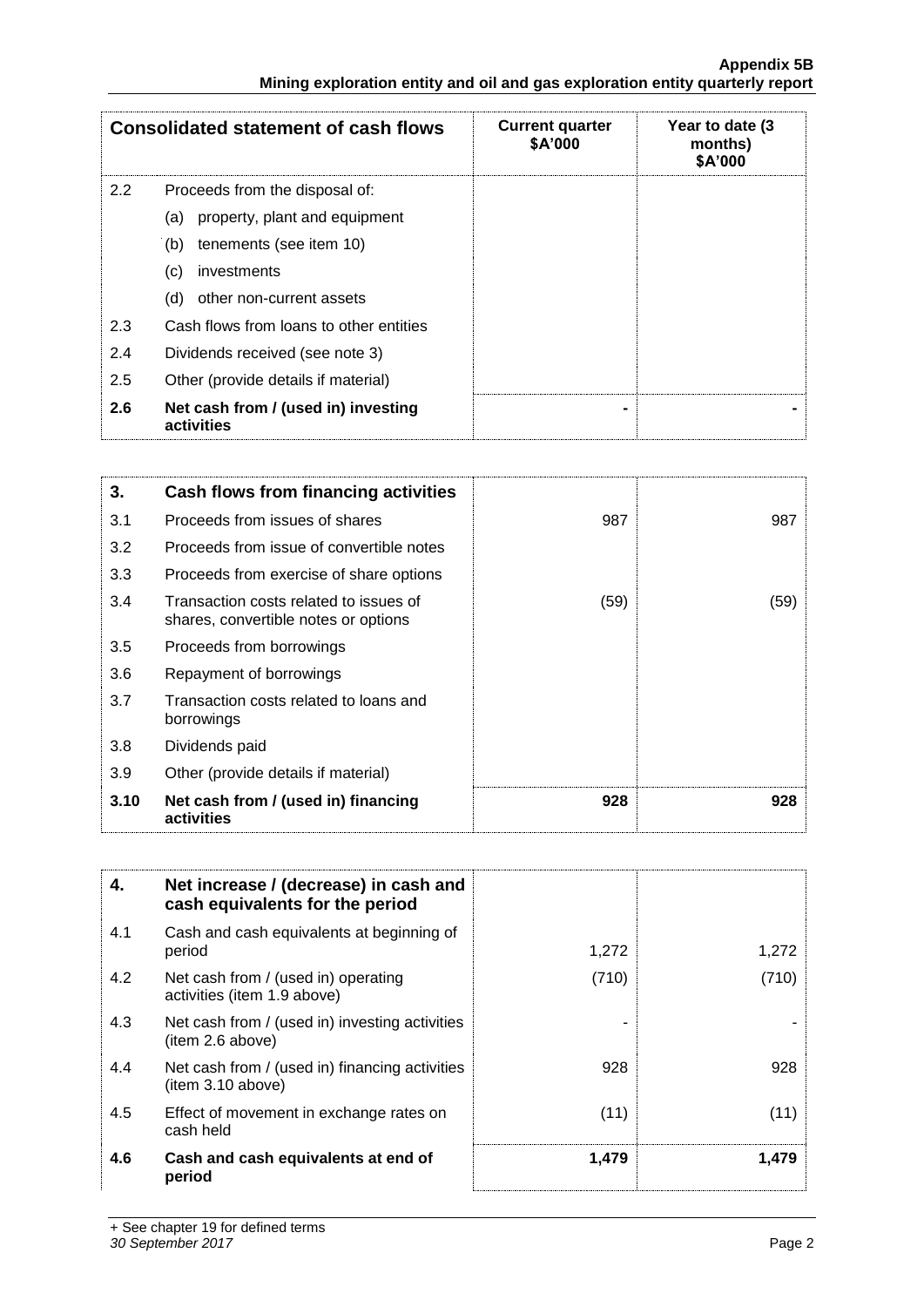| Consolidated statement of cash flows | | Current quarter \$A'000 | Year to date (3 months) \$A'000 |
|---|---|---|---|
| 2.2 | Proceeds from the disposal of: | | |
| | (a) property, plant and equipment | | |
| | (b) tenements (see item 10) | | |
| | (c) investments | | |
| | (d) other non-current assets | | |
| 2.3 | Cash flows from loans to other entities | | |
| 2.4 | Dividends received (see note 3) | | |
| 2.5 | Other (provide details if material) | | |
| **2.6** | **Net cash from / (used in) investing activities** | **-** | **-** |

| **3.** | **Cash flows from financing activities** | | |
|---|---|---|---|
| 3.1 | Proceeds from issues of shares | 987 | 987 |
| 3.2 | Proceeds from issue of convertible notes | | |
| 3.3 | Proceeds from exercise of share options | | |
| 3.4 | Transaction costs related to issues of shares, convertible notes or options | (59) | (59) |
| 3.5 | Proceeds from borrowings | | |
| 3.6 | Repayment of borrowings | | |
| 3.7 | Transaction costs related to loans and borrowings | | |
| 3.8 | Dividends paid | | |
| 3.9 | Other (provide details if material) | | |
| **3.10** | **Net cash from / (used in) financing activities** | **928** | **928** |

| **4.** | **Net increase / (decrease) in cash and cash equivalents for the period** | | |
|---|---|---|---|
| 4.1 | Cash and cash equivalents at beginning of period | 1,272 | 1,272 |
| 4.2 | Net cash from / (used in) operating activities (item 1.9 above) | (710) | (710) |
| 4.3 | Net cash from / (used in) investing activities (item 2.6 above) | - | - |
| 4.4 | Net cash from / (used in) financing activities (item 3.10 above) | 928 | 928 |
| 4.5 | Effect of movement in exchange rates on cash held | (11) | (11) |
| **4.6** | **Cash and cash equivalents at end of period** | **1,479** | **1,479** |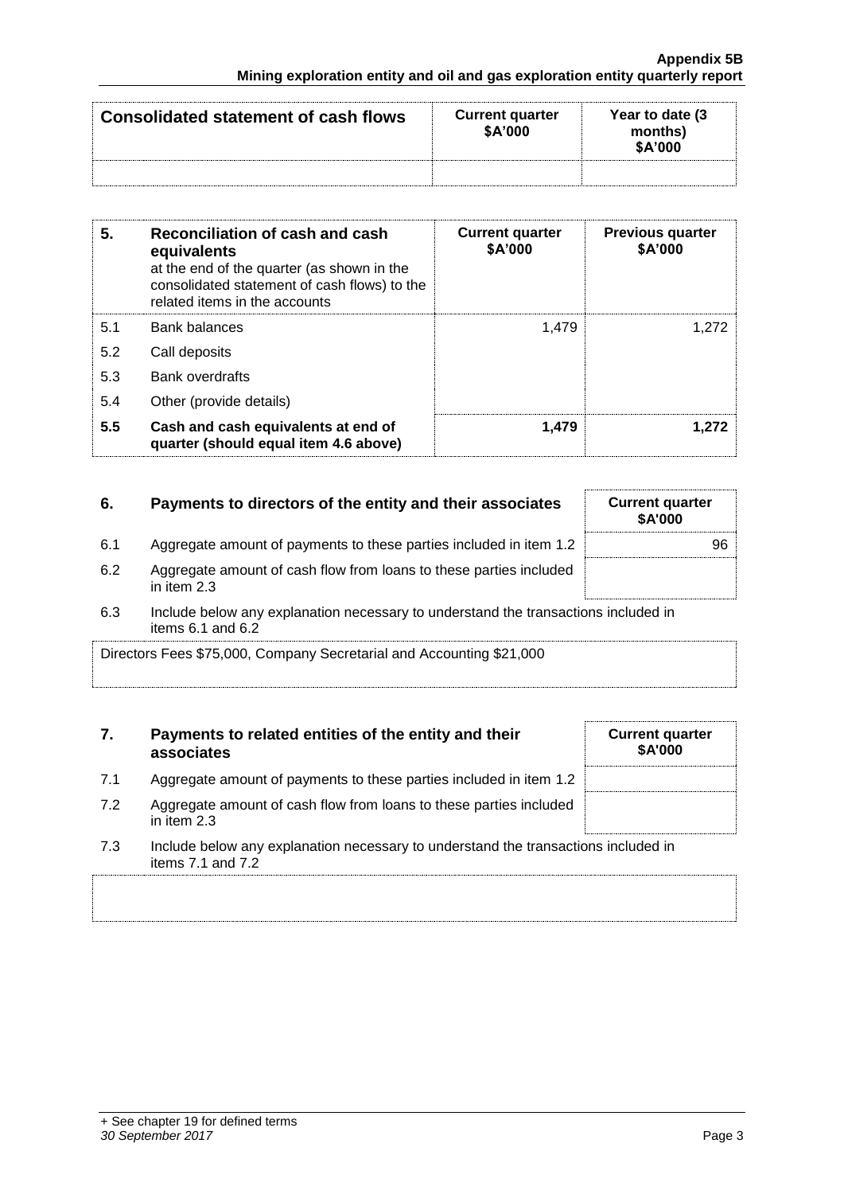| Consolidated statement of cash flows | Current quarter $A'000 | Year to date (3 months) $A'000 |
|---|---|---|
| | | |

| 5. | Reconciliation of cash and cash equivalents at the end of the quarter (as shown in the consolidated statement of cash flows) to the related items in the accounts | Current quarter $A'000 | Previous quarter $A'000 |
|---|---|---|---|
| 5.1 | Bank balances | 1,479 | 1,272 |
| 5.2 | Call deposits | | |
| 5.3 | Bank overdrafts | | |
| 5.4 | Other (provide details) | | |
| **5.5** | **Cash and cash equivalents at end of quarter (should equal item 4.6 above)** | **1,479** | **1,272** |

| 6. | Payments to directors of the entity and their associates | Current quarter $A'000 |
|---|---|---|
| 6.1 | Aggregate amount of payments to these parties included in item 1.2 | 96 |
| 6.2 | Aggregate amount of cash flow from loans to these parties included in item 2.3 | |

6.3 Include below any explanation necessary to understand the transactions included in items 6.1 and 6.2

Directors Fees $75,000, Company Secretarial and Accounting $21,000

| 7. | Payments to related entities of the entity and their associates | Current quarter $A'000 |
|---|---|---|
| 7.1 | Aggregate amount of payments to these parties included in item 1.2 | |
| 7.2 | Aggregate amount of cash flow from loans to these parties included in item 2.3 | |

7.3 Include below any explanation necessary to understand the transactions included in items 7.1 and 7.2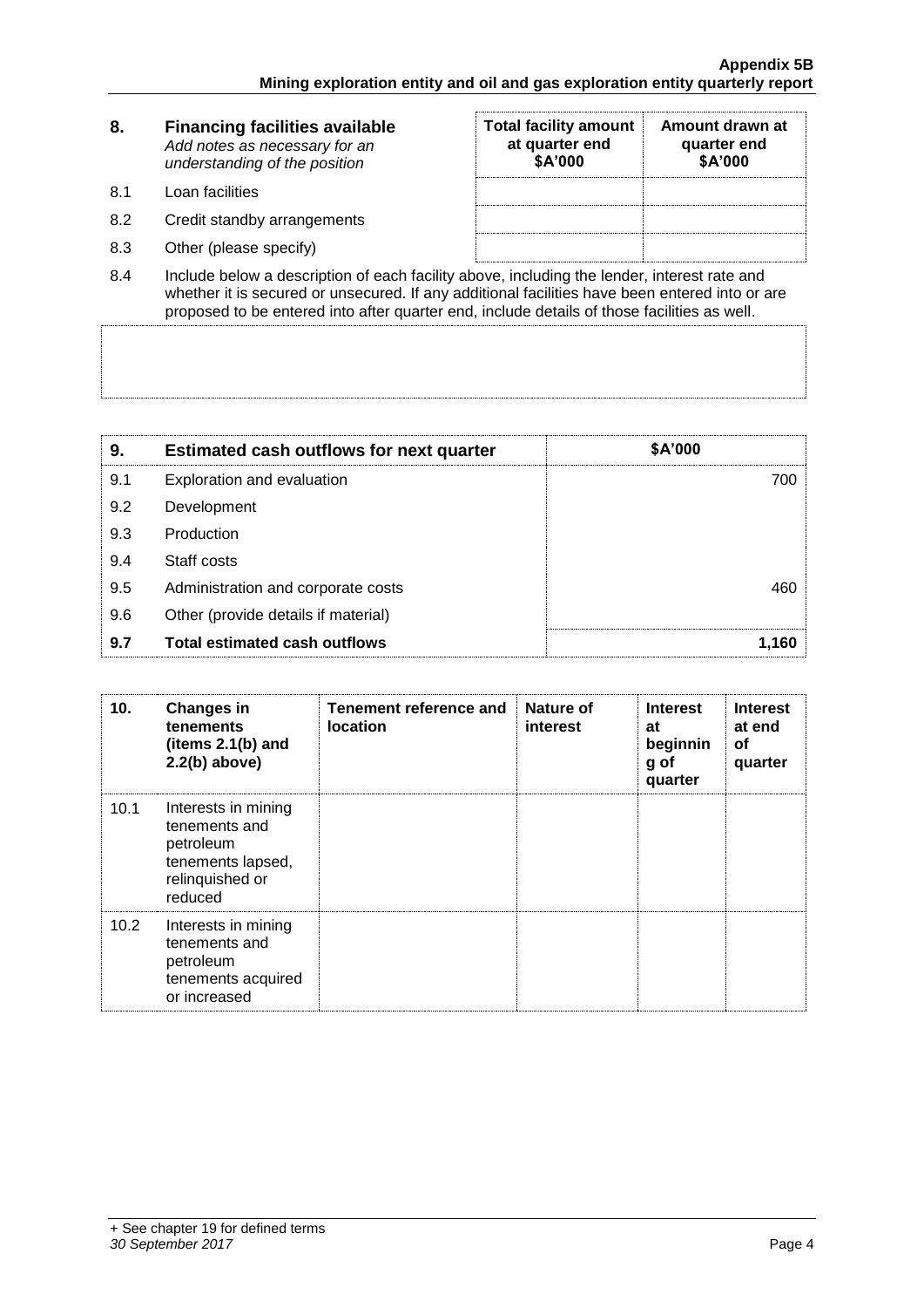| 8. | Financing facilities available *Add notes as necessary for an understanding of the position* | Total facility amount at quarter end $A'000 | Amount drawn at quarter end $A'000 |
|---|---|---|---|
| 8.1 | Loan facilities | | |
| 8.2 | Credit standby arrangements | | |
| 8.3 | Other (please specify) | | |

8.4 Include below a description of each facility above, including the lender, interest rate and whether it is secured or unsecured. If any additional facilities have been entered into or are proposed to be entered into after quarter end, include details of those facilities as well.

| 9. | Estimated cash outflows for next quarter | $A'000 |
|---|---|---|
| 9.1 | Exploration and evaluation | 700 |
| 9.2 | Development | |
| 9.3 | Production | |
| 9.4 | Staff costs | |
| 9.5 | Administration and corporate costs | 460 |
| 9.6 | Other (provide details if material) | |
| **9.7** | **Total estimated cash outflows** | **1,160** |

| 10. | Changes in tenements (items 2.1(b) and 2.2(b) above) | Tenement reference and location | Nature of interest | Interest at beginning of quarter | Interest at end of quarter |
|---|---|---|---|---|---|
| 10.1 | Interests in mining tenements and petroleum tenements lapsed, relinquished or reduced | | | | |
| 10.2 | Interests in mining tenements and petroleum tenements acquired or increased | | | | |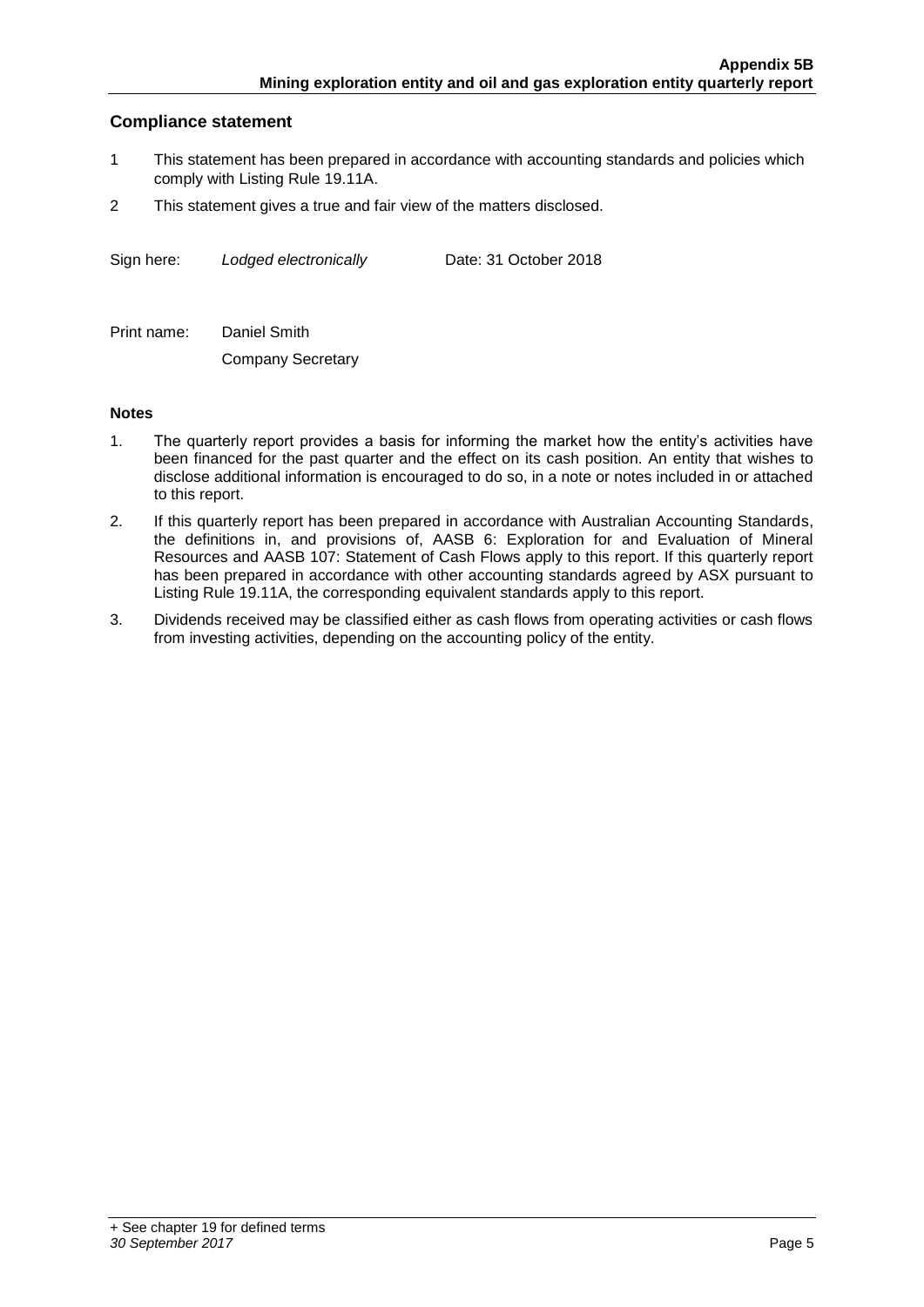## Compliance statement

1 This statement has been prepared in accordance with accounting standards and policies which comply with Listing Rule 19.11A.

2 This statement gives a true and fair view of the matters disclosed.

Sign here: *Lodged electronically* Date: 31 October 2018

Print name: Daniel Smith
Company Secretary

### Notes

1. The quarterly report provides a basis for informing the market how the entity's activities have been financed for the past quarter and the effect on its cash position. An entity that wishes to disclose additional information is encouraged to do so, in a note or notes included in or attached to this report.
2. If this quarterly report has been prepared in accordance with Australian Accounting Standards, the definitions in, and provisions of, AASB 6: Exploration for and Evaluation of Mineral Resources and AASB 107: Statement of Cash Flows apply to this report. If this quarterly report has been prepared in accordance with other accounting standards agreed by ASX pursuant to Listing Rule 19.11A, the corresponding equivalent standards apply to this report.
3. Dividends received may be classified either as cash flows from operating activities or cash flows from investing activities, depending on the accounting policy of the entity.